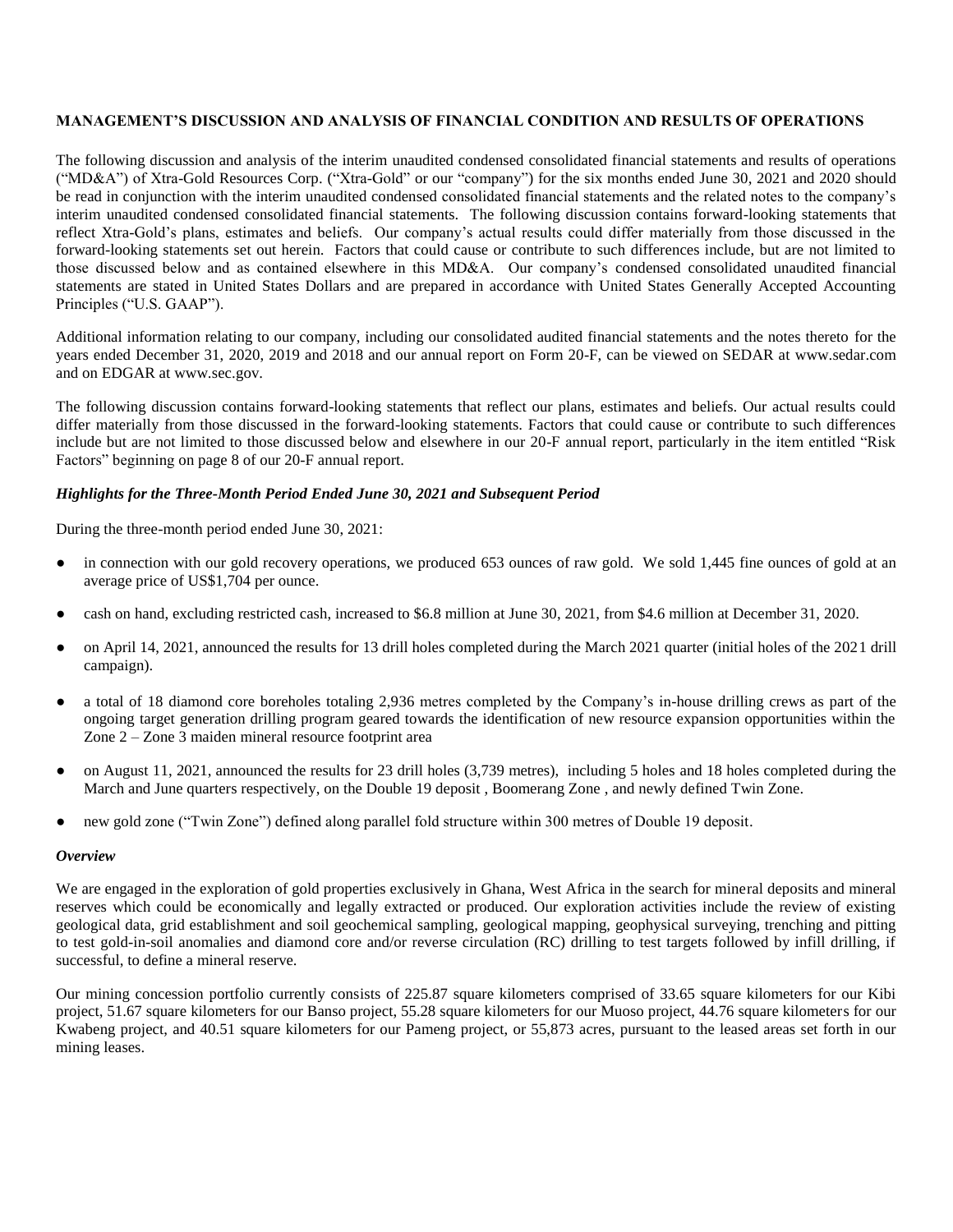**MANAGEMENT'S DISCUSSION AND ANALYSIS OF FINANCIAL CONDITION AND RESULTS OF OPERATIONS**

The following discussion and analysis of the interim unaudited condensed consolidated financial statements and results of operations ("MD&A") of Xtra-Gold Resources Corp. ("Xtra-Gold" or our "company") for the six months ended June 30, 2021 and 2020 should be read in conjunction with the interim unaudited condensed consolidated financial statements and the related notes to the company's interim unaudited condensed consolidated financial statements. The following discussion contains forward-looking statements that reflect Xtra-Gold's plans, estimates and beliefs. Our company's actual results could differ materially from those discussed in the forward-looking statements set out herein. Factors that could cause or contribute to such differences include, but are not limited to those discussed below and as contained elsewhere in this MD&A. Our company's condensed consolidated unaudited financial statements are stated in United States Dollars and are prepared in accordance with United States Generally Accepted Accounting Principles ("U.S. GAAP").

Additional information relating to our company, including our consolidated audited financial statements and the notes thereto for the years ended December 31, 2020, 2019 and 2018 and our annual report on Form 20-F, can be viewed on SEDAR at www.sedar.com and on EDGAR at www.sec.gov.

The following discussion contains forward-looking statements that reflect our plans, estimates and beliefs. Our actual results could differ materially from those discussed in the forward-looking statements. Factors that could cause or contribute to such differences include but are not limited to those discussed below and elsewhere in our 20-F annual report, particularly in the item entitled "Risk Factors" beginning on page 8 of our 20-F annual report.

***Highlights for the Three-Month Period Ended June 30, 2021 and Subsequent Period***

During the three-month period ended June 30, 2021:

- in connection with our gold recovery operations, we produced 653 ounces of raw gold. We sold 1,445 fine ounces of gold at an average price of US$1,704 per ounce.
- cash on hand, excluding restricted cash, increased to $6.8 million at June 30, 2021, from $4.6 million at December 31, 2020.
- on April 14, 2021, announced the results for 13 drill holes completed during the March 2021 quarter (initial holes of the 2021 drill campaign).
- a total of 18 diamond core boreholes totaling 2,936 metres completed by the Company's in-house drilling crews as part of the ongoing target generation drilling program geared towards the identification of new resource expansion opportunities within the Zone 2 – Zone 3 maiden mineral resource footprint area
- on August 11, 2021, announced the results for 23 drill holes (3,739 metres), including 5 holes and 18 holes completed during the March and June quarters respectively, on the Double 19 deposit , Boomerang Zone , and newly defined Twin Zone.
- new gold zone ("Twin Zone") defined along parallel fold structure within 300 metres of Double 19 deposit.

***Overview***

We are engaged in the exploration of gold properties exclusively in Ghana, West Africa in the search for mineral deposits and mineral reserves which could be economically and legally extracted or produced. Our exploration activities include the review of existing geological data, grid establishment and soil geochemical sampling, geological mapping, geophysical surveying, trenching and pitting to test gold-in-soil anomalies and diamond core and/or reverse circulation (RC) drilling to test targets followed by infill drilling, if successful, to define a mineral reserve.

Our mining concession portfolio currently consists of 225.87 square kilometers comprised of 33.65 square kilometers for our Kibi project, 51.67 square kilometers for our Banso project, 55.28 square kilometers for our Muoso project, 44.76 square kilometers for our Kwabeng project, and 40.51 square kilometers for our Pameng project, or 55,873 acres, pursuant to the leased areas set forth in our mining leases.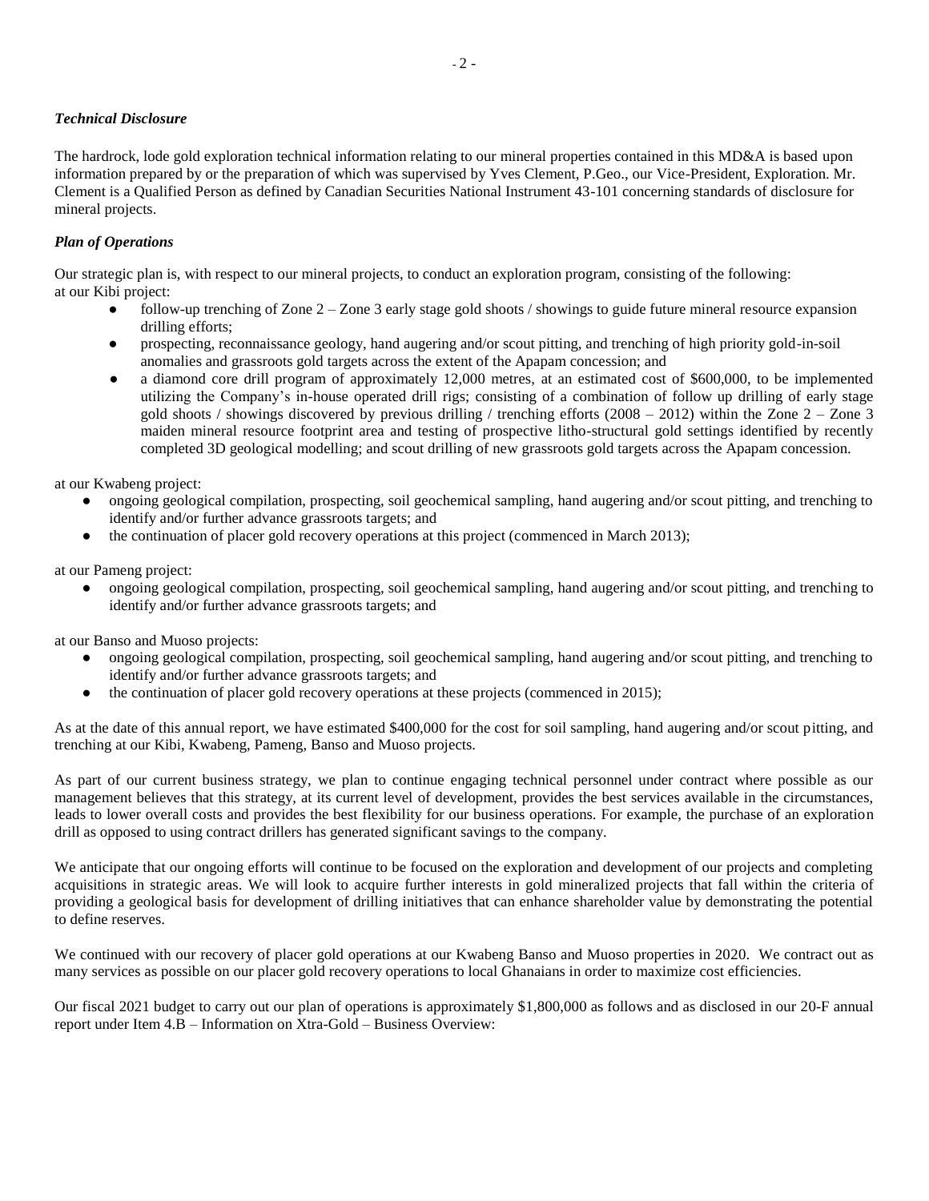***Technical Disclosure***

The hardrock, lode gold exploration technical information relating to our mineral properties contained in this MD&A is based upon information prepared by or the preparation of which was supervised by Yves Clement, P.Geo., our Vice-President, Exploration. Mr. Clement is a Qualified Person as defined by Canadian Securities National Instrument 43-101 concerning standards of disclosure for mineral projects.

***Plan of Operations***

Our strategic plan is, with respect to our mineral projects, to conduct an exploration program, consisting of the following:
at our Kibi project:

- follow-up trenching of Zone 2 – Zone 3 early stage gold shoots / showings to guide future mineral resource expansion drilling efforts;
- prospecting, reconnaissance geology, hand augering and/or scout pitting, and trenching of high priority gold-in-soil anomalies and grassroots gold targets across the extent of the Apapam concession; and
- a diamond core drill program of approximately 12,000 metres, at an estimated cost of $600,000, to be implemented utilizing the Company's in-house operated drill rigs; consisting of a combination of follow up drilling of early stage gold shoots / showings discovered by previous drilling / trenching efforts (2008 – 2012) within the Zone 2 – Zone 3 maiden mineral resource footprint area and testing of prospective litho-structural gold settings identified by recently completed 3D geological modelling; and scout drilling of new grassroots gold targets across the Apapam concession.

at our Kwabeng project:

- ongoing geological compilation, prospecting, soil geochemical sampling, hand augering and/or scout pitting, and trenching to identify and/or further advance grassroots targets; and
- the continuation of placer gold recovery operations at this project (commenced in March 2013);

at our Pameng project:

- ongoing geological compilation, prospecting, soil geochemical sampling, hand augering and/or scout pitting, and trenching to identify and/or further advance grassroots targets; and

at our Banso and Muoso projects:

- ongoing geological compilation, prospecting, soil geochemical sampling, hand augering and/or scout pitting, and trenching to identify and/or further advance grassroots targets; and
- the continuation of placer gold recovery operations at these projects (commenced in 2015);

As at the date of this annual report, we have estimated $400,000 for the cost for soil sampling, hand augering and/or scout pitting, and trenching at our Kibi, Kwabeng, Pameng, Banso and Muoso projects.

As part of our current business strategy, we plan to continue engaging technical personnel under contract where possible as our management believes that this strategy, at its current level of development, provides the best services available in the circumstances, leads to lower overall costs and provides the best flexibility for our business operations. For example, the purchase of an exploration drill as opposed to using contract drillers has generated significant savings to the company.

We anticipate that our ongoing efforts will continue to be focused on the exploration and development of our projects and completing acquisitions in strategic areas. We will look to acquire further interests in gold mineralized projects that fall within the criteria of providing a geological basis for development of drilling initiatives that can enhance shareholder value by demonstrating the potential to define reserves.

We continued with our recovery of placer gold operations at our Kwabeng Banso and Muoso properties in 2020. We contract out as many services as possible on our placer gold recovery operations to local Ghanaians in order to maximize cost efficiencies.

Our fiscal 2021 budget to carry out our plan of operations is approximately $1,800,000 as follows and as disclosed in our 20-F annual report under Item 4.B – Information on Xtra-Gold – Business Overview: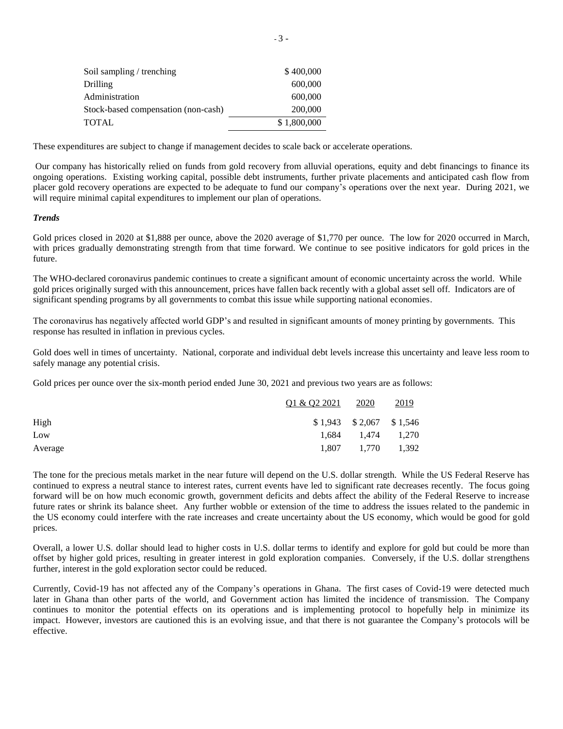| | |
|---|---|
| Soil sampling / trenching | $ 400,000 |
| Drilling | 600,000 |
| Administration | 600,000 |
| Stock-based compensation (non-cash) | 200,000 |
| TOTAL | $ 1,800,000 |

These expenditures are subject to change if management decides to scale back or accelerate operations.

Our company has historically relied on funds from gold recovery from alluvial operations, equity and debt financings to finance its ongoing operations. Existing working capital, possible debt instruments, further private placements and anticipated cash flow from placer gold recovery operations are expected to be adequate to fund our company's operations over the next year. During 2021, we will require minimal capital expenditures to implement our plan of operations.

***Trends***

Gold prices closed in 2020 at $1,888 per ounce, above the 2020 average of $1,770 per ounce. The low for 2020 occurred in March, with prices gradually demonstrating strength from that time forward. We continue to see positive indicators for gold prices in the future.

The WHO-declared coronavirus pandemic continues to create a significant amount of economic uncertainty across the world. While gold prices originally surged with this announcement, prices have fallen back recently with a global asset sell off. Indicators are of significant spending programs by all governments to combat this issue while supporting national economies.

The coronavirus has negatively affected world GDP's and resulted in significant amounts of money printing by governments. This response has resulted in inflation in previous cycles.

Gold does well in times of uncertainty. National, corporate and individual debt levels increase this uncertainty and leave less room to safely manage any potential crisis.

Gold prices per ounce over the six-month period ended June 30, 2021 and previous two years are as follows:

| | Q1 & Q2 2021 | 2020 | 2019 |
|---|---|---|---|
| High | $ 1,943 | $ 2,067 | $ 1,546 |
| Low | 1,684 | 1,474 | 1,270 |
| Average | 1,807 | 1,770 | 1,392 |

The tone for the precious metals market in the near future will depend on the U.S. dollar strength. While the US Federal Reserve has continued to express a neutral stance to interest rates, current events have led to significant rate decreases recently. The focus going forward will be on how much economic growth, government deficits and debts affect the ability of the Federal Reserve to increase future rates or shrink its balance sheet. Any further wobble or extension of the time to address the issues related to the pandemic in the US economy could interfere with the rate increases and create uncertainty about the US economy, which would be good for gold prices.

Overall, a lower U.S. dollar should lead to higher costs in U.S. dollar terms to identify and explore for gold but could be more than offset by higher gold prices, resulting in greater interest in gold exploration companies. Conversely, if the U.S. dollar strengthens further, interest in the gold exploration sector could be reduced.

Currently, Covid-19 has not affected any of the Company's operations in Ghana. The first cases of Covid-19 were detected much later in Ghana than other parts of the world, and Government action has limited the incidence of transmission. The Company continues to monitor the potential effects on its operations and is implementing protocol to hopefully help in minimize its impact. However, investors are cautioned this is an evolving issue, and that there is not guarantee the Company's protocols will be effective.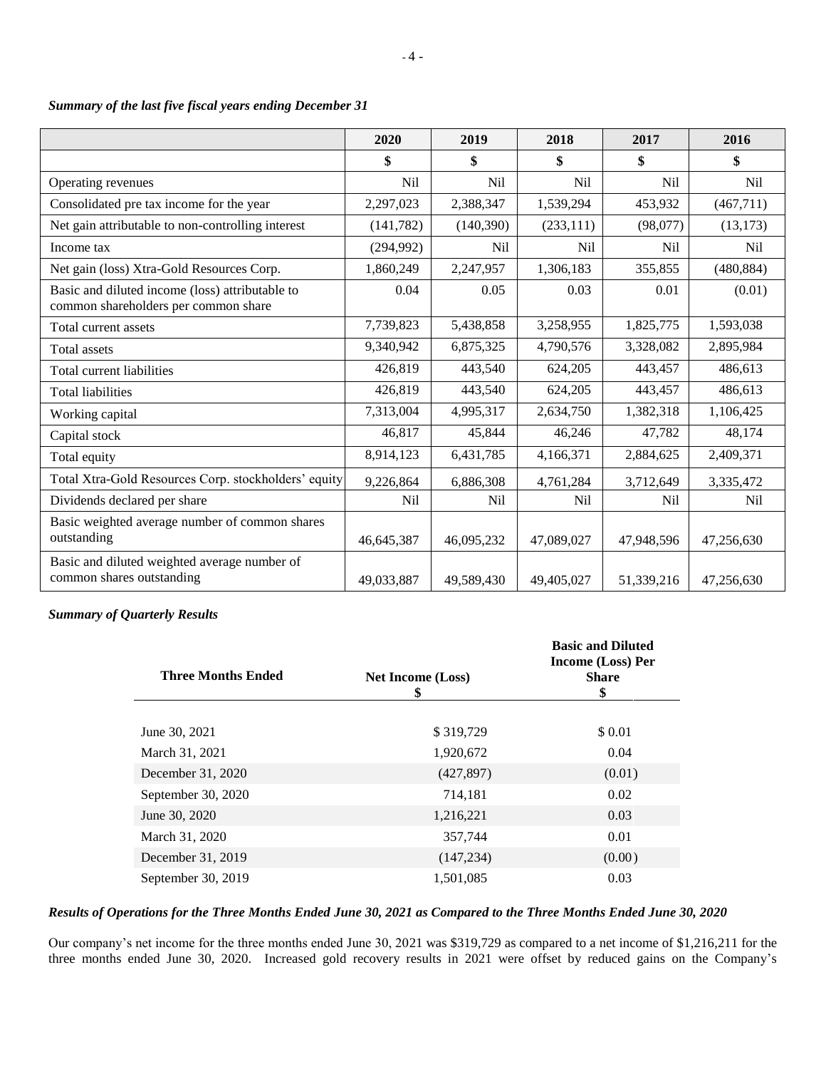*Summary of the last five fiscal years ending December 31*

| | 2020 | 2019 | 2018 | 2017 | 2016 |
|---|---|---|---|---|---|
| | $ | $ | $ | $ | $ |
| Operating revenues | Nil | Nil | Nil | Nil | Nil |
| Consolidated pre tax income for the year | 2,297,023 | 2,388,347 | 1,539,294 | 453,932 | (467,711) |
| Net gain attributable to non-controlling interest | (141,782) | (140,390) | (233,111) | (98,077) | (13,173) |
| Income tax | (294,992) | Nil | Nil | Nil | Nil |
| Net gain (loss) Xtra-Gold Resources Corp. | 1,860,249 | 2,247,957 | 1,306,183 | 355,855 | (480,884) |
| Basic and diluted income (loss) attributable to common shareholders per common share | 0.04 | 0.05 | 0.03 | 0.01 | (0.01) |
| Total current assets | 7,739,823 | 5,438,858 | 3,258,955 | 1,825,775 | 1,593,038 |
| Total assets | 9,340,942 | 6,875,325 | 4,790,576 | 3,328,082 | 2,895,984 |
| Total current liabilities | 426,819 | 443,540 | 624,205 | 443,457 | 486,613 |
| Total liabilities | 426,819 | 443,540 | 624,205 | 443,457 | 486,613 |
| Working capital | 7,313,004 | 4,995,317 | 2,634,750 | 1,382,318 | 1,106,425 |
| Capital stock | 46,817 | 45,844 | 46,246 | 47,782 | 48,174 |
| Total equity | 8,914,123 | 6,431,785 | 4,166,371 | 2,884,625 | 2,409,371 |
| Total Xtra-Gold Resources Corp. stockholders' equity | 9,226,864 | 6,886,308 | 4,761,284 | 3,712,649 | 3,335,472 |
| Dividends declared per share | Nil | Nil | Nil | Nil | Nil |
| Basic weighted average number of common shares outstanding | 46,645,387 | 46,095,232 | 47,089,027 | 47,948,596 | 47,256,630 |
| Basic and diluted weighted average number of common shares outstanding | 49,033,887 | 49,589,430 | 49,405,027 | 51,339,216 | 47,256,630 |

*Summary of Quarterly Results*

| Three Months Ended | Net Income (Loss) $ | Basic and Diluted Income (Loss) Per Share $ |
|---|---|---|
| June 30, 2021 | $ 319,729 | $ 0.01 |
| March 31, 2021 | 1,920,672 | 0.04 |
| December 31, 2020 | (427,897) | (0.01) |
| September 30, 2020 | 714,181 | 0.02 |
| June 30, 2020 | 1,216,221 | 0.03 |
| March 31, 2020 | 357,744 | 0.01 |
| December 31, 2019 | (147,234) | (0.00) |
| September 30, 2019 | 1,501,085 | 0.03 |

*Results of Operations for the Three Months Ended June 30, 2021 as Compared to the Three Months Ended June 30, 2020*

Our company's net income for the three months ended June 30, 2021 was $319,729 as compared to a net income of $1,216,211 for the three months ended June 30, 2020. Increased gold recovery results in 2021 were offset by reduced gains on the Company's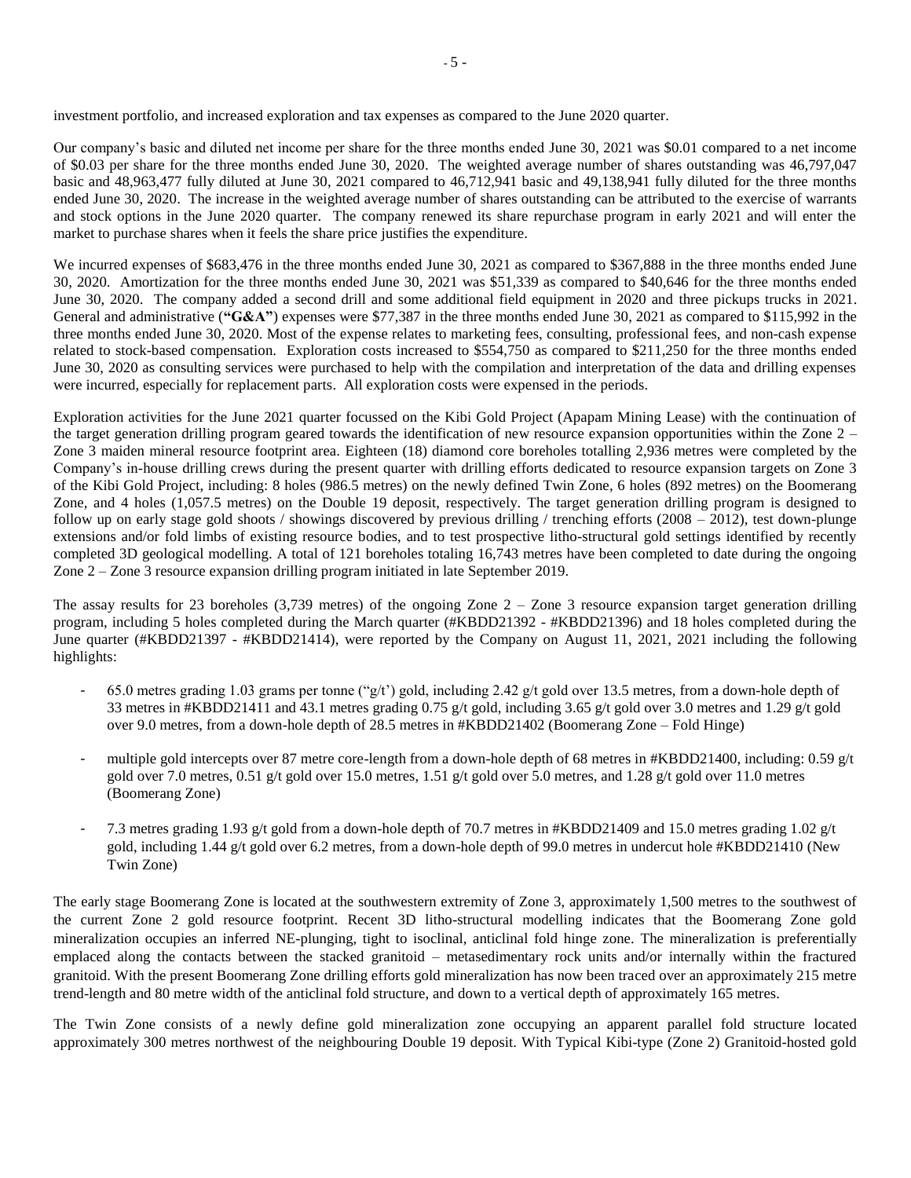investment portfolio, and increased exploration and tax expenses as compared to the June 2020 quarter.

Our company's basic and diluted net income per share for the three months ended June 30, 2021 was $0.01 compared to a net income of $0.03 per share for the three months ended June 30, 2020. The weighted average number of shares outstanding was 46,797,047 basic and 48,963,477 fully diluted at June 30, 2021 compared to 46,712,941 basic and 49,138,941 fully diluted for the three months ended June 30, 2020. The increase in the weighted average number of shares outstanding can be attributed to the exercise of warrants and stock options in the June 2020 quarter. The company renewed its share repurchase program in early 2021 and will enter the market to purchase shares when it feels the share price justifies the expenditure.

We incurred expenses of $683,476 in the three months ended June 30, 2021 as compared to $367,888 in the three months ended June 30, 2020. Amortization for the three months ended June 30, 2021 was $51,339 as compared to $40,646 for the three months ended June 30, 2020. The company added a second drill and some additional field equipment in 2020 and three pickups trucks in 2021. General and administrative (**"G&A"**) expenses were $77,387 in the three months ended June 30, 2021 as compared to $115,992 in the three months ended June 30, 2020. Most of the expense relates to marketing fees, consulting, professional fees, and non-cash expense related to stock-based compensation. Exploration costs increased to $554,750 as compared to $211,250 for the three months ended June 30, 2020 as consulting services were purchased to help with the compilation and interpretation of the data and drilling expenses were incurred, especially for replacement parts. All exploration costs were expensed in the periods.

Exploration activities for the June 2021 quarter focussed on the Kibi Gold Project (Apapam Mining Lease) with the continuation of the target generation drilling program geared towards the identification of new resource expansion opportunities within the Zone 2 – Zone 3 maiden mineral resource footprint area. Eighteen (18) diamond core boreholes totalling 2,936 metres were completed by the Company's in-house drilling crews during the present quarter with drilling efforts dedicated to resource expansion targets on Zone 3 of the Kibi Gold Project, including: 8 holes (986.5 metres) on the newly defined Twin Zone, 6 holes (892 metres) on the Boomerang Zone, and 4 holes (1,057.5 metres) on the Double 19 deposit, respectively. The target generation drilling program is designed to follow up on early stage gold shoots / showings discovered by previous drilling / trenching efforts (2008 – 2012), test down-plunge extensions and/or fold limbs of existing resource bodies, and to test prospective litho-structural gold settings identified by recently completed 3D geological modelling. A total of 121 boreholes totaling 16,743 metres have been completed to date during the ongoing Zone 2 – Zone 3 resource expansion drilling program initiated in late September 2019.

The assay results for 23 boreholes (3,739 metres) of the ongoing Zone 2 – Zone 3 resource expansion target generation drilling program, including 5 holes completed during the March quarter (#KBDD21392 - #KBDD21396) and 18 holes completed during the June quarter (#KBDD21397 - #KBDD21414), were reported by the Company on August 11, 2021, 2021 including the following highlights:

- 65.0 metres grading 1.03 grams per tonne ("g/t") gold, including 2.42 g/t gold over 13.5 metres, from a down-hole depth of 33 metres in #KBDD21411 and 43.1 metres grading 0.75 g/t gold, including 3.65 g/t gold over 3.0 metres and 1.29 g/t gold over 9.0 metres, from a down-hole depth of 28.5 metres in #KBDD21402 (Boomerang Zone – Fold Hinge)
- multiple gold intercepts over 87 metre core-length from a down-hole depth of 68 metres in #KBDD21400, including: 0.59 g/t gold over 7.0 metres, 0.51 g/t gold over 15.0 metres, 1.51 g/t gold over 5.0 metres, and 1.28 g/t gold over 11.0 metres (Boomerang Zone)
- 7.3 metres grading 1.93 g/t gold from a down-hole depth of 70.7 metres in #KBDD21409 and 15.0 metres grading 1.02 g/t gold, including 1.44 g/t gold over 6.2 metres, from a down-hole depth of 99.0 metres in undercut hole #KBDD21410 (New Twin Zone)

The early stage Boomerang Zone is located at the southwestern extremity of Zone 3, approximately 1,500 metres to the southwest of the current Zone 2 gold resource footprint. Recent 3D litho-structural modelling indicates that the Boomerang Zone gold mineralization occupies an inferred NE-plunging, tight to isoclinal, anticlinal fold hinge zone. The mineralization is preferentially emplaced along the contacts between the stacked granitoid – metasedimentary rock units and/or internally within the fractured granitoid. With the present Boomerang Zone drilling efforts gold mineralization has now been traced over an approximately 215 metre trend-length and 80 metre width of the anticlinal fold structure, and down to a vertical depth of approximately 165 metres.

The Twin Zone consists of a newly define gold mineralization zone occupying an apparent parallel fold structure located approximately 300 metres northwest of the neighbouring Double 19 deposit. With Typical Kibi-type (Zone 2) Granitoid-hosted gold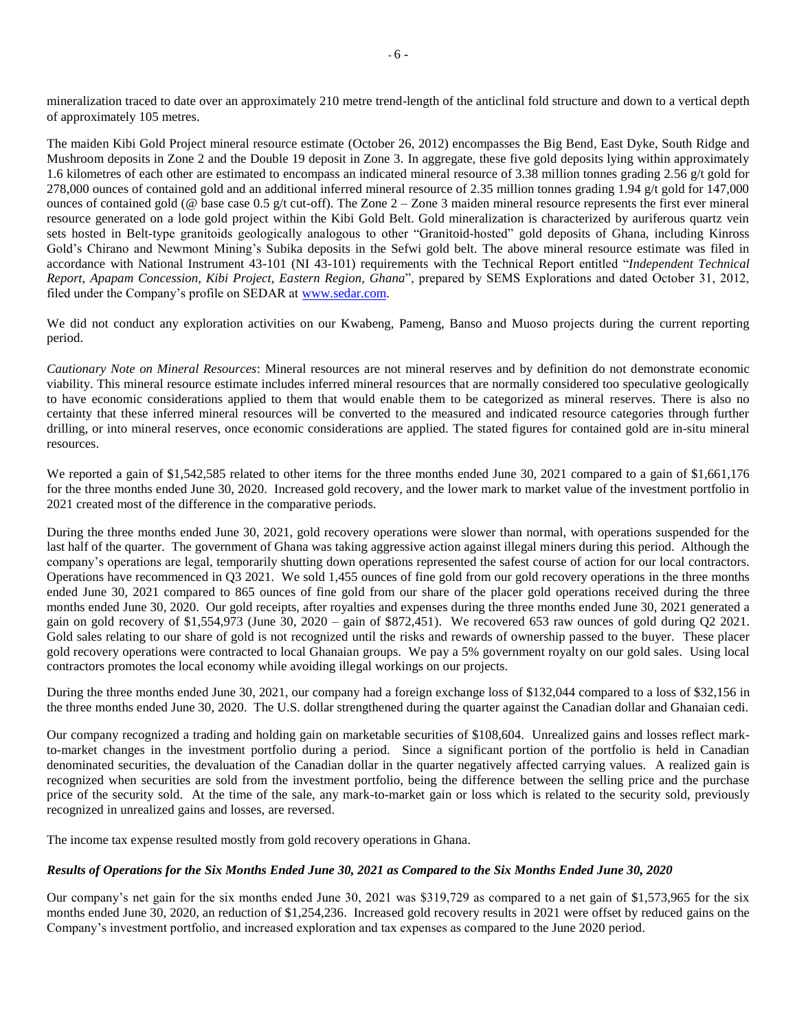mineralization traced to date over an approximately 210 metre trend-length of the anticlinal fold structure and down to a vertical depth of approximately 105 metres.

The maiden Kibi Gold Project mineral resource estimate (October 26, 2012) encompasses the Big Bend, East Dyke, South Ridge and Mushroom deposits in Zone 2 and the Double 19 deposit in Zone 3. In aggregate, these five gold deposits lying within approximately 1.6 kilometres of each other are estimated to encompass an indicated mineral resource of 3.38 million tonnes grading 2.56 g/t gold for 278,000 ounces of contained gold and an additional inferred mineral resource of 2.35 million tonnes grading 1.94 g/t gold for 147,000 ounces of contained gold (@ base case 0.5 g/t cut-off). The Zone 2 – Zone 3 maiden mineral resource represents the first ever mineral resource generated on a lode gold project within the Kibi Gold Belt. Gold mineralization is characterized by auriferous quartz vein sets hosted in Belt-type granitoids geologically analogous to other "Granitoid-hosted" gold deposits of Ghana, including Kinross Gold's Chirano and Newmont Mining's Subika deposits in the Sefwi gold belt. The above mineral resource estimate was filed in accordance with National Instrument 43-101 (NI 43-101) requirements with the Technical Report entitled "*Independent Technical Report, Apapam Concession, Kibi Project, Eastern Region, Ghana*", prepared by SEMS Explorations and dated October 31, 2012, filed under the Company's profile on SEDAR at www.sedar.com.

We did not conduct any exploration activities on our Kwabeng, Pameng, Banso and Muoso projects during the current reporting period.

*Cautionary Note on Mineral Resources*: Mineral resources are not mineral reserves and by definition do not demonstrate economic viability. This mineral resource estimate includes inferred mineral resources that are normally considered too speculative geologically to have economic considerations applied to them that would enable them to be categorized as mineral reserves. There is also no certainty that these inferred mineral resources will be converted to the measured and indicated resource categories through further drilling, or into mineral reserves, once economic considerations are applied. The stated figures for contained gold are in-situ mineral resources.

We reported a gain of $1,542,585 related to other items for the three months ended June 30, 2021 compared to a gain of $1,661,176 for the three months ended June 30, 2020. Increased gold recovery, and the lower mark to market value of the investment portfolio in 2021 created most of the difference in the comparative periods.

During the three months ended June 30, 2021, gold recovery operations were slower than normal, with operations suspended for the last half of the quarter. The government of Ghana was taking aggressive action against illegal miners during this period. Although the company's operations are legal, temporarily shutting down operations represented the safest course of action for our local contractors. Operations have recommenced in Q3 2021. We sold 1,455 ounces of fine gold from our gold recovery operations in the three months ended June 30, 2021 compared to 865 ounces of fine gold from our share of the placer gold operations received during the three months ended June 30, 2020. Our gold receipts, after royalties and expenses during the three months ended June 30, 2021 generated a gain on gold recovery of $1,554,973 (June 30, 2020 – gain of $872,451). We recovered 653 raw ounces of gold during Q2 2021. Gold sales relating to our share of gold is not recognized until the risks and rewards of ownership passed to the buyer. These placer gold recovery operations were contracted to local Ghanaian groups. We pay a 5% government royalty on our gold sales. Using local contractors promotes the local economy while avoiding illegal workings on our projects.

During the three months ended June 30, 2021, our company had a foreign exchange loss of $132,044 compared to a loss of $32,156 in the three months ended June 30, 2020. The U.S. dollar strengthened during the quarter against the Canadian dollar and Ghanaian cedi.

Our company recognized a trading and holding gain on marketable securities of $108,604. Unrealized gains and losses reflect mark-to-market changes in the investment portfolio during a period. Since a significant portion of the portfolio is held in Canadian denominated securities, the devaluation of the Canadian dollar in the quarter negatively affected carrying values. A realized gain is recognized when securities are sold from the investment portfolio, being the difference between the selling price and the purchase price of the security sold. At the time of the sale, any mark-to-market gain or loss which is related to the security sold, previously recognized in unrealized gains and losses, are reversed.

The income tax expense resulted mostly from gold recovery operations in Ghana.

### *Results of Operations for the Six Months Ended June 30, 2021 as Compared to the Six Months Ended June 30, 2020*

Our company's net gain for the six months ended June 30, 2021 was $319,729 as compared to a net gain of $1,573,965 for the six months ended June 30, 2020, an reduction of $1,254,236. Increased gold recovery results in 2021 were offset by reduced gains on the Company's investment portfolio, and increased exploration and tax expenses as compared to the June 2020 period.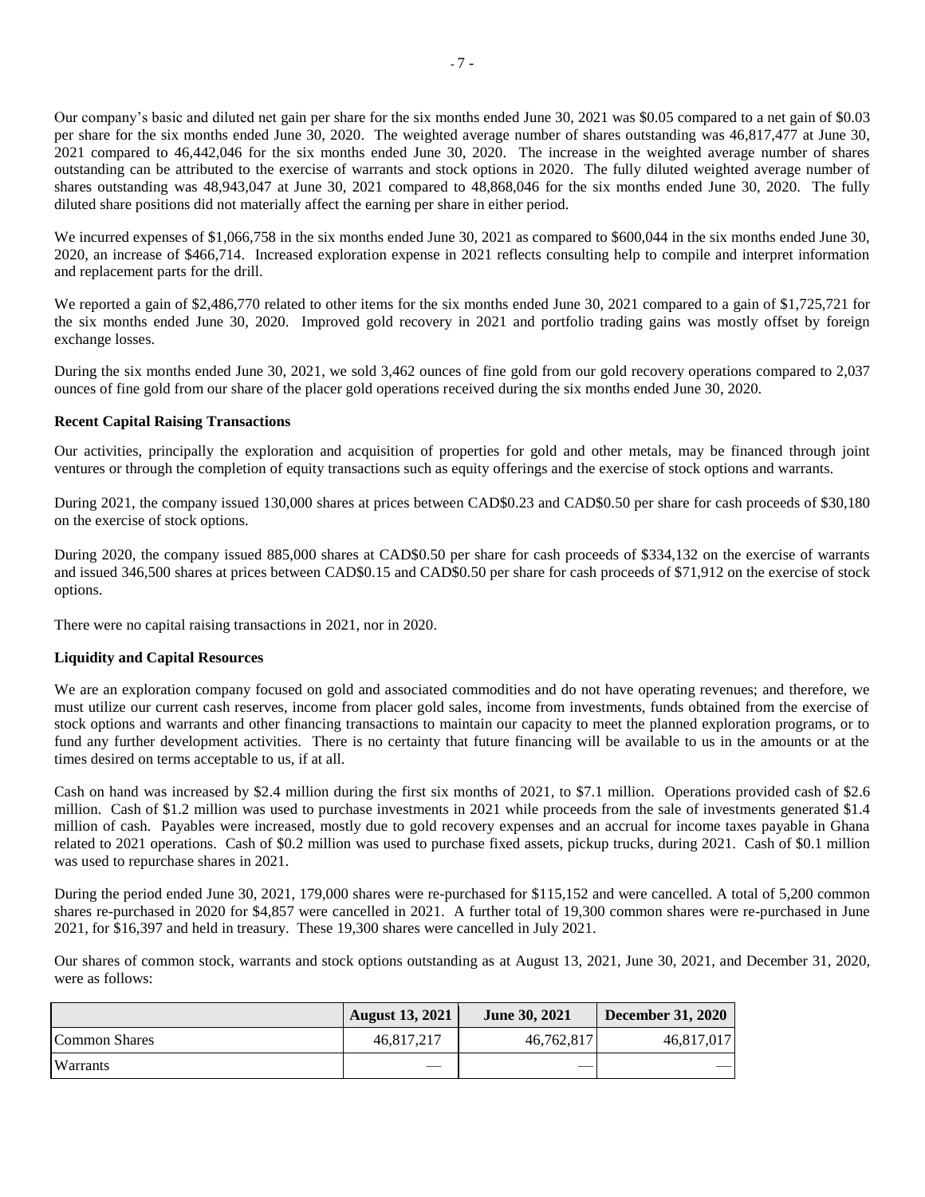Our company's basic and diluted net gain per share for the six months ended June 30, 2021 was $0.05 compared to a net gain of $0.03 per share for the six months ended June 30, 2020. The weighted average number of shares outstanding was 46,817,477 at June 30, 2021 compared to 46,442,046 for the six months ended June 30, 2020. The increase in the weighted average number of shares outstanding can be attributed to the exercise of warrants and stock options in 2020. The fully diluted weighted average number of shares outstanding was 48,943,047 at June 30, 2021 compared to 48,868,046 for the six months ended June 30, 2020. The fully diluted share positions did not materially affect the earning per share in either period.

We incurred expenses of $1,066,758 in the six months ended June 30, 2021 as compared to $600,044 in the six months ended June 30, 2020, an increase of $466,714. Increased exploration expense in 2021 reflects consulting help to compile and interpret information and replacement parts for the drill.

We reported a gain of $2,486,770 related to other items for the six months ended June 30, 2021 compared to a gain of $1,725,721 for the six months ended June 30, 2020. Improved gold recovery in 2021 and portfolio trading gains was mostly offset by foreign exchange losses.

During the six months ended June 30, 2021, we sold 3,462 ounces of fine gold from our gold recovery operations compared to 2,037 ounces of fine gold from our share of the placer gold operations received during the six months ended June 30, 2020.

**Recent Capital Raising Transactions**

Our activities, principally the exploration and acquisition of properties for gold and other metals, may be financed through joint ventures or through the completion of equity transactions such as equity offerings and the exercise of stock options and warrants.

During 2021, the company issued 130,000 shares at prices between CAD$0.23 and CAD$0.50 per share for cash proceeds of $30,180 on the exercise of stock options.

During 2020, the company issued 885,000 shares at CAD$0.50 per share for cash proceeds of $334,132 on the exercise of warrants and issued 346,500 shares at prices between CAD$0.15 and CAD$0.50 per share for cash proceeds of $71,912 on the exercise of stock options.

There were no capital raising transactions in 2021, nor in 2020.

**Liquidity and Capital Resources**

We are an exploration company focused on gold and associated commodities and do not have operating revenues; and therefore, we must utilize our current cash reserves, income from placer gold sales, income from investments, funds obtained from the exercise of stock options and warrants and other financing transactions to maintain our capacity to meet the planned exploration programs, or to fund any further development activities. There is no certainty that future financing will be available to us in the amounts or at the times desired on terms acceptable to us, if at all.

Cash on hand was increased by $2.4 million during the first six months of 2021, to $7.1 million. Operations provided cash of $2.6 million. Cash of $1.2 million was used to purchase investments in 2021 while proceeds from the sale of investments generated $1.4 million of cash. Payables were increased, mostly due to gold recovery expenses and an accrual for income taxes payable in Ghana related to 2021 operations. Cash of $0.2 million was used to purchase fixed assets, pickup trucks, during 2021. Cash of $0.1 million was used to repurchase shares in 2021.

During the period ended June 30, 2021, 179,000 shares were re-purchased for $115,152 and were cancelled. A total of 5,200 common shares re-purchased in 2020 for $4,857 were cancelled in 2021. A further total of 19,300 common shares were re-purchased in June 2021, for $16,397 and held in treasury. These 19,300 shares were cancelled in July 2021.

Our shares of common stock, warrants and stock options outstanding as at August 13, 2021, June 30, 2021, and December 31, 2020, were as follows:

| | August 13, 2021 | June 30, 2021 | December 31, 2020 |
|---|---|---|---|
| Common Shares | 46,817,217 | 46,762,817 | 46,817,017 |
| Warrants | — | — | — |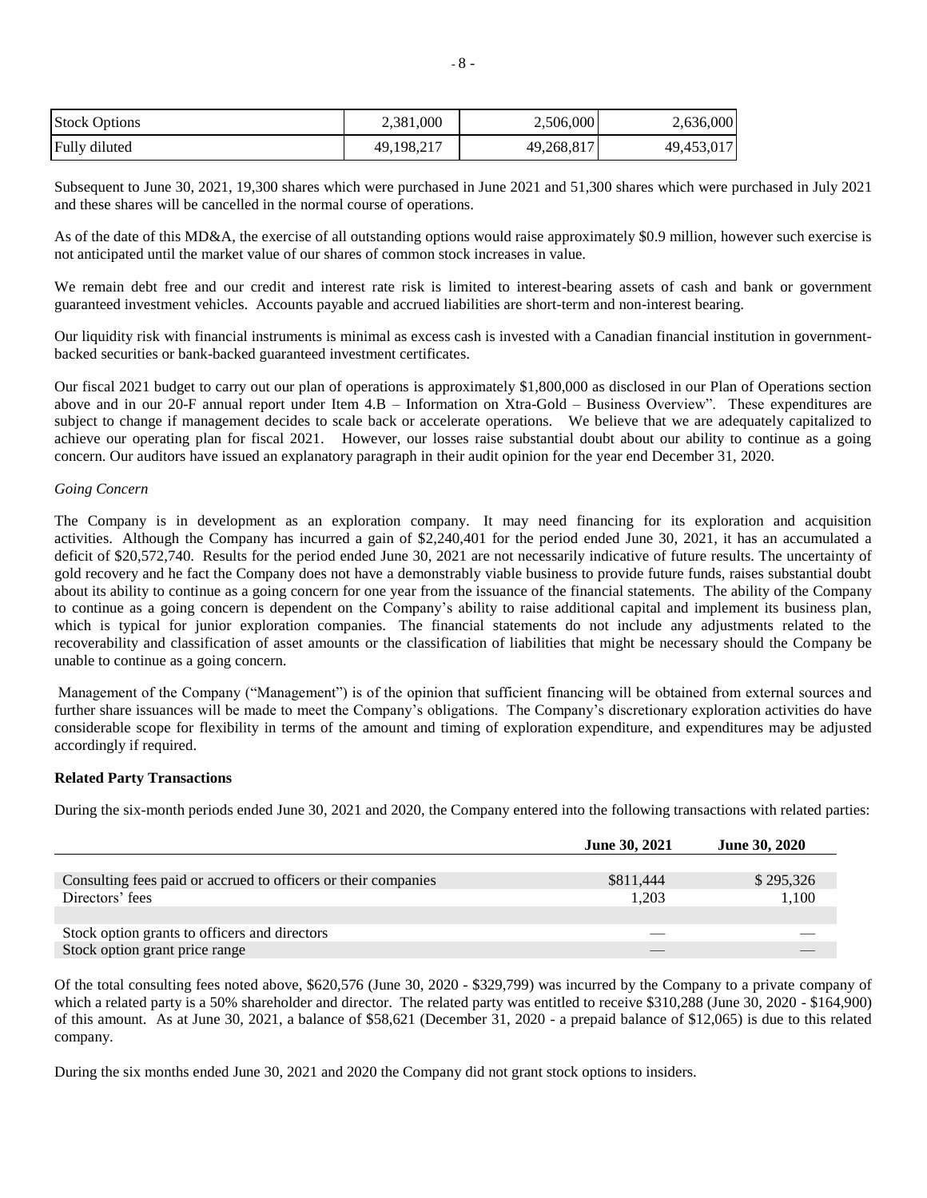| | | | |
|---|---|---|---|
| Stock Options | 2,381,000 | 2,506,000 | 2,636,000 |
| Fully diluted | 49,198,217 | 49,268,817 | 49,453,017 |

Subsequent to June 30, 2021, 19,300 shares which were purchased in June 2021 and 51,300 shares which were purchased in July 2021 and these shares will be cancelled in the normal course of operations.

As of the date of this MD&A, the exercise of all outstanding options would raise approximately $0.9 million, however such exercise is not anticipated until the market value of our shares of common stock increases in value.

We remain debt free and our credit and interest rate risk is limited to interest-bearing assets of cash and bank or government guaranteed investment vehicles. Accounts payable and accrued liabilities are short-term and non-interest bearing.

Our liquidity risk with financial instruments is minimal as excess cash is invested with a Canadian financial institution in government-backed securities or bank-backed guaranteed investment certificates.

Our fiscal 2021 budget to carry out our plan of operations is approximately $1,800,000 as disclosed in our Plan of Operations section above and in our 20-F annual report under Item 4.B – Information on Xtra-Gold – Business Overview". These expenditures are subject to change if management decides to scale back or accelerate operations. We believe that we are adequately capitalized to achieve our operating plan for fiscal 2021. However, our losses raise substantial doubt about our ability to continue as a going concern. Our auditors have issued an explanatory paragraph in their audit opinion for the year end December 31, 2020.

*Going Concern*

The Company is in development as an exploration company. It may need financing for its exploration and acquisition activities. Although the Company has incurred a gain of $2,240,401 for the period ended June 30, 2021, it has an accumulated a deficit of $20,572,740. Results for the period ended June 30, 2021 are not necessarily indicative of future results. The uncertainty of gold recovery and he fact the Company does not have a demonstrably viable business to provide future funds, raises substantial doubt about its ability to continue as a going concern for one year from the issuance of the financial statements. The ability of the Company to continue as a going concern is dependent on the Company's ability to raise additional capital and implement its business plan, which is typical for junior exploration companies. The financial statements do not include any adjustments related to the recoverability and classification of asset amounts or the classification of liabilities that might be necessary should the Company be unable to continue as a going concern.

Management of the Company ("Management") is of the opinion that sufficient financing will be obtained from external sources and further share issuances will be made to meet the Company's obligations. The Company's discretionary exploration activities do have considerable scope for flexibility in terms of the amount and timing of exploration expenditure, and expenditures may be adjusted accordingly if required.

**Related Party Transactions**

During the six-month periods ended June 30, 2021 and 2020, the Company entered into the following transactions with related parties:

| | June 30, 2021 | June 30, 2020 |
|---|---|---|
| Consulting fees paid or accrued to officers or their companies | $811,444 | $ 295,326 |
| Directors' fees | 1,203 | 1,100 |
| | | |
| Stock option grants to officers and directors | — | — |
| Stock option grant price range | — | — |

Of the total consulting fees noted above, $620,576 (June 30, 2020 - $329,799) was incurred by the Company to a private company of which a related party is a 50% shareholder and director. The related party was entitled to receive $310,288 (June 30, 2020 - $164,900) of this amount. As at June 30, 2021, a balance of $58,621 (December 31, 2020 - a prepaid balance of $12,065) is due to this related company.

During the six months ended June 30, 2021 and 2020 the Company did not grant stock options to insiders.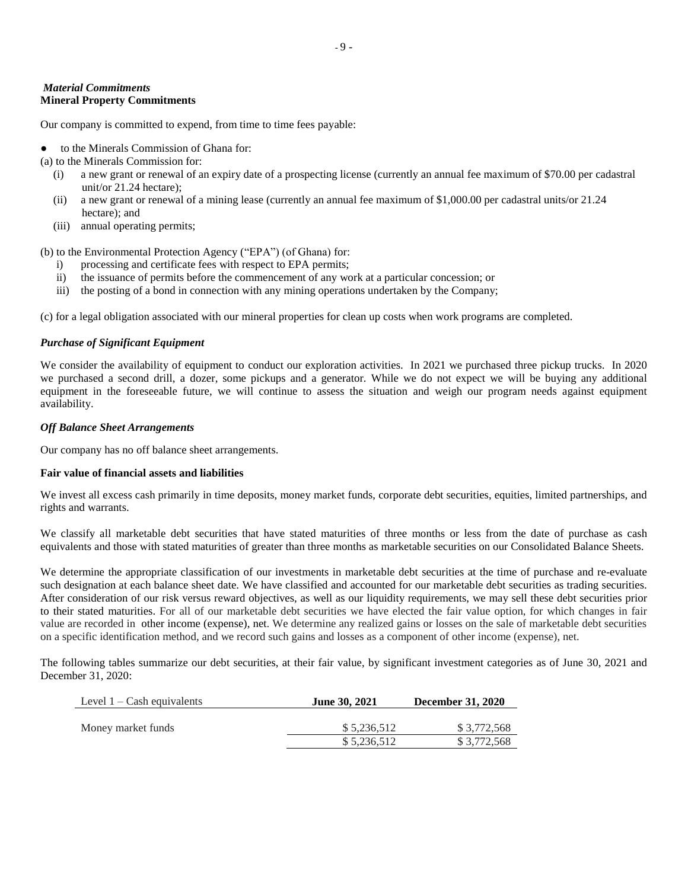***Material Commitments***
**Mineral Property Commitments**

Our company is committed to expend, from time to time fees payable:

- to the Minerals Commission of Ghana for:

(a) to the Minerals Commission for:

- (i) a new grant or renewal of an expiry date of a prospecting license (currently an annual fee maximum of $70.00 per cadastral unit/or 21.24 hectare);
- (ii) a new grant or renewal of a mining lease (currently an annual fee maximum of $1,000.00 per cadastral units/or 21.24 hectare); and
- (iii) annual operating permits;

(b) to the Environmental Protection Agency ("EPA") (of Ghana) for:

- i) processing and certificate fees with respect to EPA permits;
- ii) the issuance of permits before the commencement of any work at a particular concession; or
- iii) the posting of a bond in connection with any mining operations undertaken by the Company;

(c) for a legal obligation associated with our mineral properties for clean up costs when work programs are completed.

***Purchase of Significant Equipment***

We consider the availability of equipment to conduct our exploration activities. In 2021 we purchased three pickup trucks. In 2020 we purchased a second drill, a dozer, some pickups and a generator. While we do not expect we will be buying any additional equipment in the foreseeable future, we will continue to assess the situation and weigh our program needs against equipment availability.

***Off Balance Sheet Arrangements***

Our company has no off balance sheet arrangements.

**Fair value of financial assets and liabilities**

We invest all excess cash primarily in time deposits, money market funds, corporate debt securities, equities, limited partnerships, and rights and warrants.

We classify all marketable debt securities that have stated maturities of three months or less from the date of purchase as cash equivalents and those with stated maturities of greater than three months as marketable securities on our Consolidated Balance Sheets.

We determine the appropriate classification of our investments in marketable debt securities at the time of purchase and re-evaluate such designation at each balance sheet date. We have classified and accounted for our marketable debt securities as trading securities. After consideration of our risk versus reward objectives, as well as our liquidity requirements, we may sell these debt securities prior to their stated maturities. For all of our marketable debt securities we have elected the fair value option, for which changes in fair value are recorded in other income (expense), net. We determine any realized gains or losses on the sale of marketable debt securities on a specific identification method, and we record such gains and losses as a component of other income (expense), net.

The following tables summarize our debt securities, at their fair value, by significant investment categories as of June 30, 2021 and December 31, 2020:

| Level 1 – Cash equivalents | **June 30, 2021** | **December 31, 2020** |
|---|---|---|
| Money market funds | $ 5,236,512 | $ 3,772,568 |
| | $ 5,236,512 | $ 3,772,568 |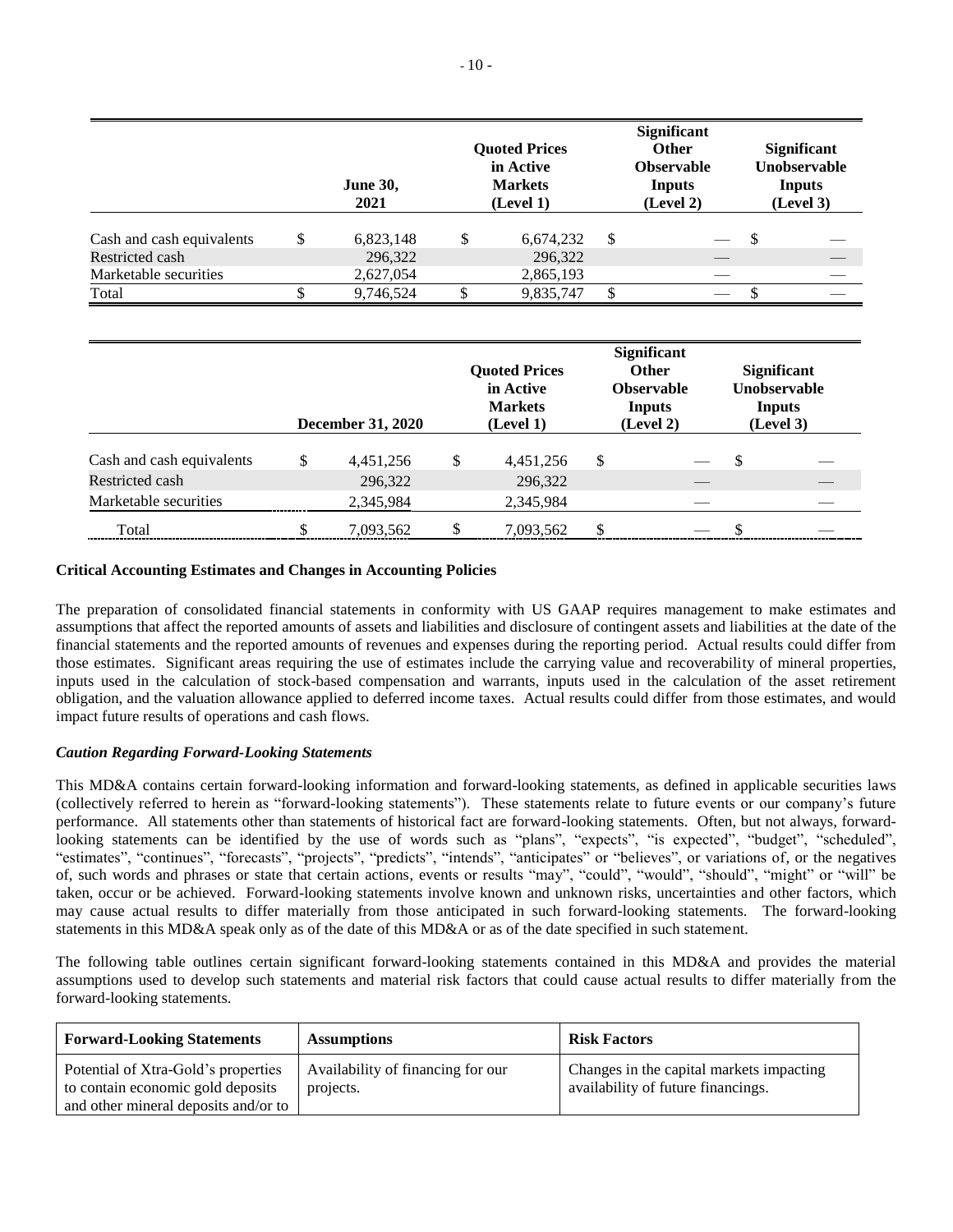| | June 30, 2021 | Quoted Prices in Active Markets (Level 1) | Significant Other Observable Inputs (Level 2) | Significant Unobservable Inputs (Level 3) |
|---|---|---|---|---|
| Cash and cash equivalents | $ 6,823,148 | $ 6,674,232 | $ — | $ — |
| Restricted cash | 296,322 | 296,322 | — | — |
| Marketable securities | 2,627,054 | 2,865,193 | — | — |
| Total | $ 9,746,524 | $ 9,835,747 | $ — | $ — |

| | December 31, 2020 | Quoted Prices in Active Markets (Level 1) | Significant Other Observable Inputs (Level 2) | Significant Unobservable Inputs (Level 3) |
|---|---|---|---|---|
| Cash and cash equivalents | $ 4,451,256 | $ 4,451,256 | $ — | $ — |
| Restricted cash | 296,322 | 296,322 | — | — |
| Marketable securities | 2,345,984 | 2,345,984 | — | — |
| Total | $ 7,093,562 | $ 7,093,562 | $ — | $ — |

**Critical Accounting Estimates and Changes in Accounting Policies**

The preparation of consolidated financial statements in conformity with US GAAP requires management to make estimates and assumptions that affect the reported amounts of assets and liabilities and disclosure of contingent assets and liabilities at the date of the financial statements and the reported amounts of revenues and expenses during the reporting period. Actual results could differ from those estimates. Significant areas requiring the use of estimates include the carrying value and recoverability of mineral properties, inputs used in the calculation of stock-based compensation and warrants, inputs used in the calculation of the asset retirement obligation, and the valuation allowance applied to deferred income taxes. Actual results could differ from those estimates, and would impact future results of operations and cash flows.

***Caution Regarding Forward-Looking Statements***

This MD&A contains certain forward-looking information and forward-looking statements, as defined in applicable securities laws (collectively referred to herein as "forward-looking statements"). These statements relate to future events or our company's future performance. All statements other than statements of historical fact are forward-looking statements. Often, but not always, forward-looking statements can be identified by the use of words such as "plans", "expects", "is expected", "budget", "scheduled", "estimates", "continues", "forecasts", "projects", "predicts", "intends", "anticipates" or "believes", or variations of, or the negatives of, such words and phrases or state that certain actions, events or results "may", "could", "would", "should", "might" or "will" be taken, occur or be achieved. Forward-looking statements involve known and unknown risks, uncertainties and other factors, which may cause actual results to differ materially from those anticipated in such forward-looking statements. The forward-looking statements in this MD&A speak only as of the date of this MD&A or as of the date specified in such statement.

The following table outlines certain significant forward-looking statements contained in this MD&A and provides the material assumptions used to develop such statements and material risk factors that could cause actual results to differ materially from the forward-looking statements.

| Forward-Looking Statements | Assumptions | Risk Factors |
|---|---|---|
| Potential of Xtra-Gold's properties to contain economic gold deposits and other mineral deposits and/or to | Availability of financing for our projects. | Changes in the capital markets impacting availability of future financings. |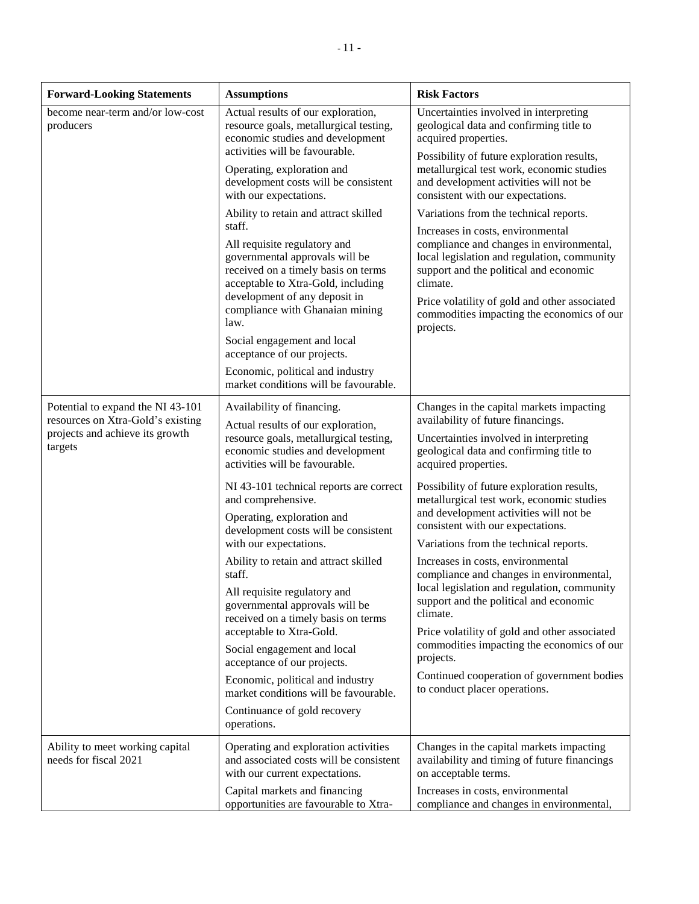| Forward-Looking Statements | Assumptions | Risk Factors |
|---|---|---|
| become near-term and/or low-cost producers | Actual results of our exploration, resource goals, metallurgical testing, economic studies and development activities will be favourable.<br><br>Operating, exploration and development costs will be consistent with our expectations.<br><br>Ability to retain and attract skilled staff.<br><br>All requisite regulatory and governmental approvals will be received on a timely basis on terms acceptable to Xtra-Gold, including development of any deposit in compliance with Ghanaian mining law.<br><br>Social engagement and local acceptance of our projects.<br><br>Economic, political and industry market conditions will be favourable. | Uncertainties involved in interpreting geological data and confirming title to acquired properties.<br><br>Possibility of future exploration results, metallurgical test work, economic studies and development activities will not be consistent with our expectations.<br><br>Variations from the technical reports.<br><br>Increases in costs, environmental compliance and changes in environmental, local legislation and regulation, community support and the political and economic climate.<br><br>Price volatility of gold and other associated commodities impacting the economics of our projects. |
| Potential to expand the NI 43-101 resources on Xtra-Gold's existing projects and achieve its growth targets | Availability of financing.<br><br>Actual results of our exploration, resource goals, metallurgical testing, economic studies and development activities will be favourable.<br><br>NI 43-101 technical reports are correct and comprehensive.<br><br>Operating, exploration and development costs will be consistent with our expectations.<br><br>Ability to retain and attract skilled staff.<br><br>All requisite regulatory and governmental approvals will be received on a timely basis on terms acceptable to Xtra-Gold.<br><br>Social engagement and local acceptance of our projects.<br><br>Economic, political and industry market conditions will be favourable.<br><br>Continuance of gold recovery operations. | Changes in the capital markets impacting availability of future financings.<br><br>Uncertainties involved in interpreting geological data and confirming title to acquired properties.<br><br>Possibility of future exploration results, metallurgical test work, economic studies and development activities will not be consistent with our expectations.<br><br>Variations from the technical reports.<br><br>Increases in costs, environmental compliance and changes in environmental, local legislation and regulation, community support and the political and economic climate.<br><br>Price volatility of gold and other associated commodities impacting the economics of our projects.<br><br>Continued cooperation of government bodies to conduct placer operations. |
| Ability to meet working capital needs for fiscal 2021 | Operating and exploration activities and associated costs will be consistent with our current expectations.<br><br>Capital markets and financing opportunities are favourable to Xtra- | Changes in the capital markets impacting availability and timing of future financings on acceptable terms.<br><br>Increases in costs, environmental compliance and changes in environmental, |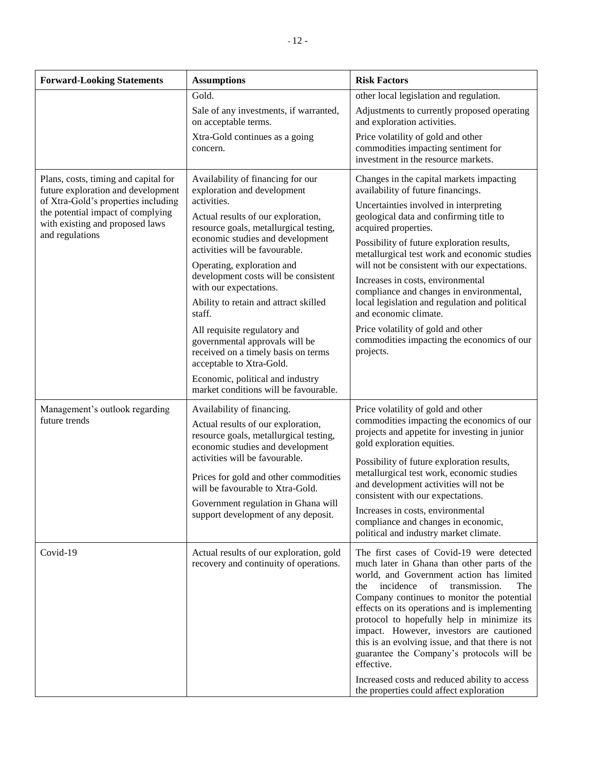| Forward-Looking Statements | Assumptions | Risk Factors |
|---|---|---|
| | Gold.<br>Sale of any investments, if warranted, on acceptable terms.<br>Xtra-Gold continues as a going concern. | other local legislation and regulation.<br>Adjustments to currently proposed operating and exploration activities.<br>Price volatility of gold and other commodities impacting sentiment for investment in the resource markets. |
| Plans, costs, timing and capital for future exploration and development of Xtra-Gold's properties including the potential impact of complying with existing and proposed laws and regulations | Availability of financing for our exploration and development activities.<br>Actual results of our exploration, resource goals, metallurgical testing, economic studies and development activities will be favourable.<br>Operating, exploration and development costs will be consistent with our expectations.<br>Ability to retain and attract skilled staff.<br>All requisite regulatory and governmental approvals will be received on a timely basis on terms acceptable to Xtra-Gold.<br>Economic, political and industry market conditions will be favourable. | Changes in the capital markets impacting availability of future financings.<br>Uncertainties involved in interpreting geological data and confirming title to acquired properties.<br>Possibility of future exploration results, metallurgical test work and economic studies will not be consistent with our expectations.<br>Increases in costs, environmental compliance and changes in environmental, local legislation and regulation and political and economic climate.<br>Price volatility of gold and other commodities impacting the economics of our projects. |
| Management's outlook regarding future trends | Availability of financing.<br>Actual results of our exploration, resource goals, metallurgical testing, economic studies and development activities will be favourable.<br>Prices for gold and other commodities will be favourable to Xtra-Gold.<br>Government regulation in Ghana will support development of any deposit. | Price volatility of gold and other commodities impacting the economics of our projects and appetite for investing in junior gold exploration equities.<br>Possibility of future exploration results, metallurgical test work, economic studies and development activities will not be consistent with our expectations.<br>Increases in costs, environmental compliance and changes in economic, political and industry market climate. |
| Covid-19 | Actual results of our exploration, gold recovery and continuity of operations. | The first cases of Covid-19 were detected much later in Ghana than other parts of the world, and Government action has limited the incidence of transmission. The Company continues to monitor the potential effects on its operations and is implementing protocol to hopefully help in minimize its impact. However, investors are cautioned this is an evolving issue, and that there is not guarantee the Company's protocols will be effective.<br>Increased costs and reduced ability to access the properties could affect exploration |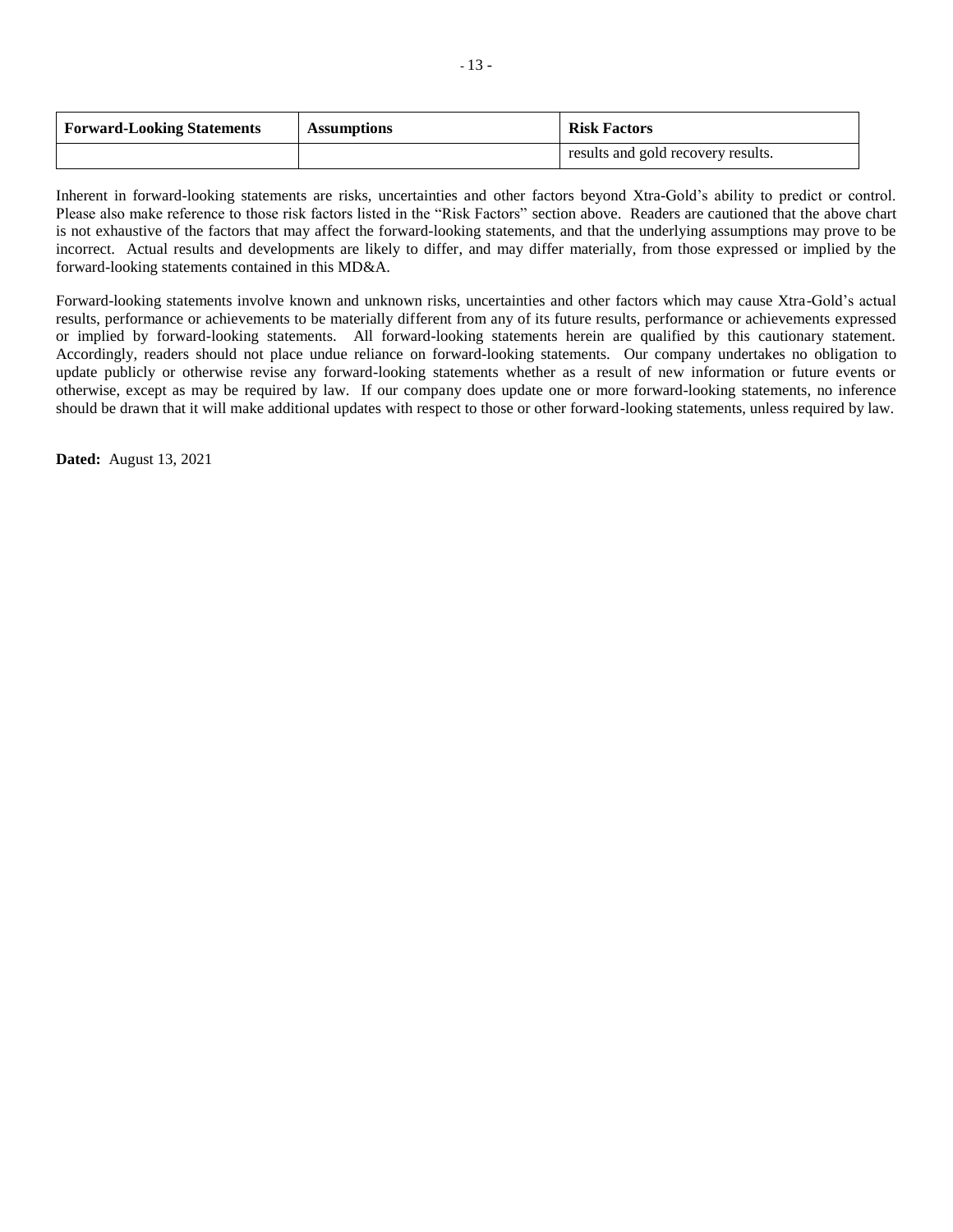| Forward-Looking Statements | Assumptions | Risk Factors |
|---|---|---|
| | | results and gold recovery results. |

Inherent in forward-looking statements are risks, uncertainties and other factors beyond Xtra-Gold's ability to predict or control. Please also make reference to those risk factors listed in the "Risk Factors" section above. Readers are cautioned that the above chart is not exhaustive of the factors that may affect the forward-looking statements, and that the underlying assumptions may prove to be incorrect. Actual results and developments are likely to differ, and may differ materially, from those expressed or implied by the forward-looking statements contained in this MD&A.

Forward-looking statements involve known and unknown risks, uncertainties and other factors which may cause Xtra-Gold's actual results, performance or achievements to be materially different from any of its future results, performance or achievements expressed or implied by forward-looking statements. All forward-looking statements herein are qualified by this cautionary statement. Accordingly, readers should not place undue reliance on forward-looking statements. Our company undertakes no obligation to update publicly or otherwise revise any forward-looking statements whether as a result of new information or future events or otherwise, except as may be required by law. If our company does update one or more forward-looking statements, no inference should be drawn that it will make additional updates with respect to those or other forward-looking statements, unless required by law.

**Dated:** August 13, 2021